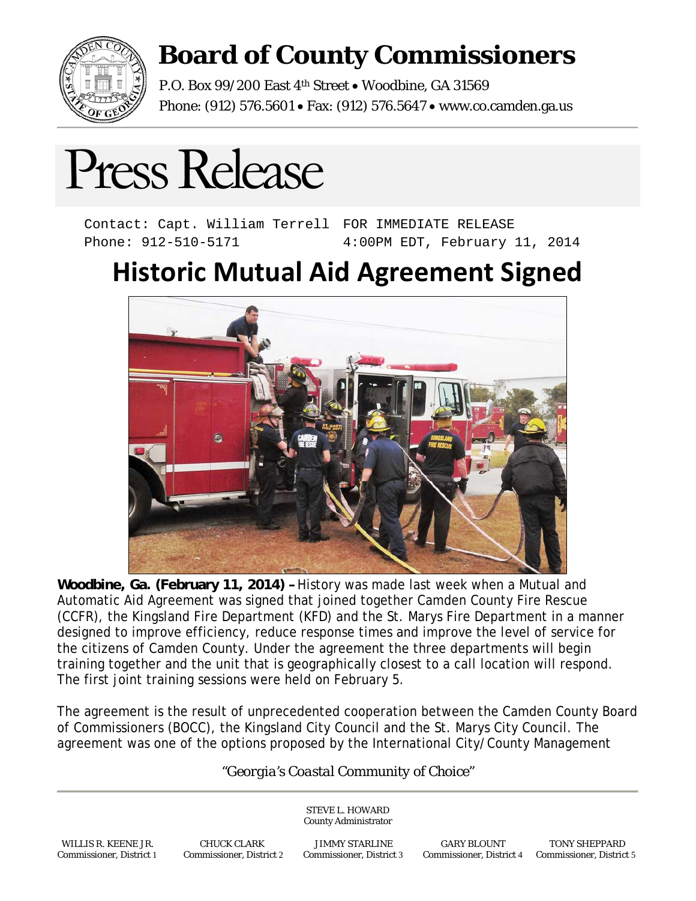# Board of County Commissioners

P.O. Box 99/200 East 4th Street • Woodbine, GA 31569
Phone: (912) 576.5601 • Fax: (912) 576.5647 • www.co.camden.ga.us

# Press Release

Contact: Capt. William Terrell
Phone: 912-510-5171

FOR IMMEDIATE RELEASE
4:00PM EDT, February 11, 2014

## Historic Mutual Aid Agreement Signed

**Woodbine, Ga. (February 11, 2014) –** History was made last week when a Mutual and Automatic Aid Agreement was signed that joined together Camden County Fire Rescue (CCFR), the Kingsland Fire Department (KFD) and the St. Marys Fire Department in a manner designed to improve efficiency, reduce response times and improve the level of service for the citizens of Camden County. Under the agreement the three departments will begin training together and the unit that is geographically closest to a call location will respond. The first joint training sessions were held on February 5.

The agreement is the result of unprecedented cooperation between the Camden County Board of Commissioners (BOCC), the Kingsland City Council and the St. Marys City Council. The agreement was one of the options proposed by the International City/County Management

*"Georgia's Coastal Community of Choice"*

STEVE L. HOWARD
County Administrator

WILLIS R. KEENE JR., Commissioner, District 1 | CHUCK CLARK, Commissioner, District 2 | JIMMY STARLINE, Commissioner, District 3 | GARY BLOUNT, Commissioner, District 4 | TONY SHEPPARD, Commissioner, District 5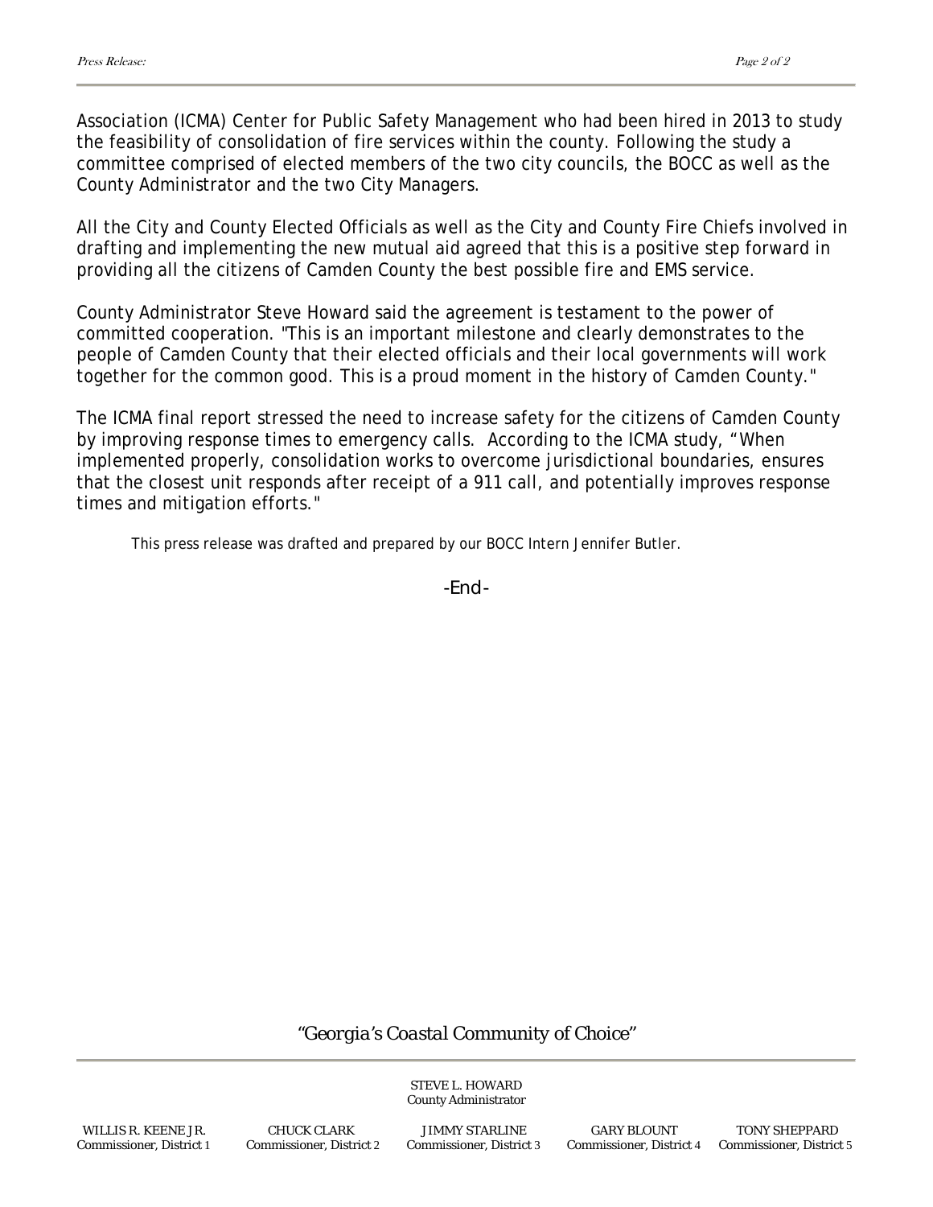Association (ICMA) Center for Public Safety Management who had been hired in 2013 to study the feasibility of consolidation of fire services within the county. Following the study a committee comprised of elected members of the two city councils, the BOCC as well as the County Administrator and the two City Managers.

All the City and County Elected Officials as well as the City and County Fire Chiefs involved in drafting and implementing the new mutual aid agreed that this is a positive step forward in providing all the citizens of Camden County the best possible fire and EMS service.

County Administrator Steve Howard said the agreement is testament to the power of committed cooperation. "This is an important milestone and clearly demonstrates to the people of Camden County that their elected officials and their local governments will work together for the common good. This is a proud moment in the history of Camden County."

The ICMA final report stressed the need to increase safety for the citizens of Camden County by improving response times to emergency calls. According to the ICMA study, "When implemented properly, consolidation works to overcome jurisdictional boundaries, ensures that the closest unit responds after receipt of a 911 call, and potentially improves response times and mitigation efforts."

This press release was drafted and prepared by our BOCC Intern Jennifer Butler.

-End-

*"Georgia's Coastal Community of Choice"*

STEVE L. HOWARD
County Administrator

| | | | | |
|---|---|---|---|---|
| WILLIS R. KEENE JR. | CHUCK CLARK | JIMMY STARLINE | GARY BLOUNT | TONY SHEPPARD |
| Commissioner, District 1 | Commissioner, District 2 | Commissioner, District 3 | Commissioner, District 4 | Commissioner, District 5 |